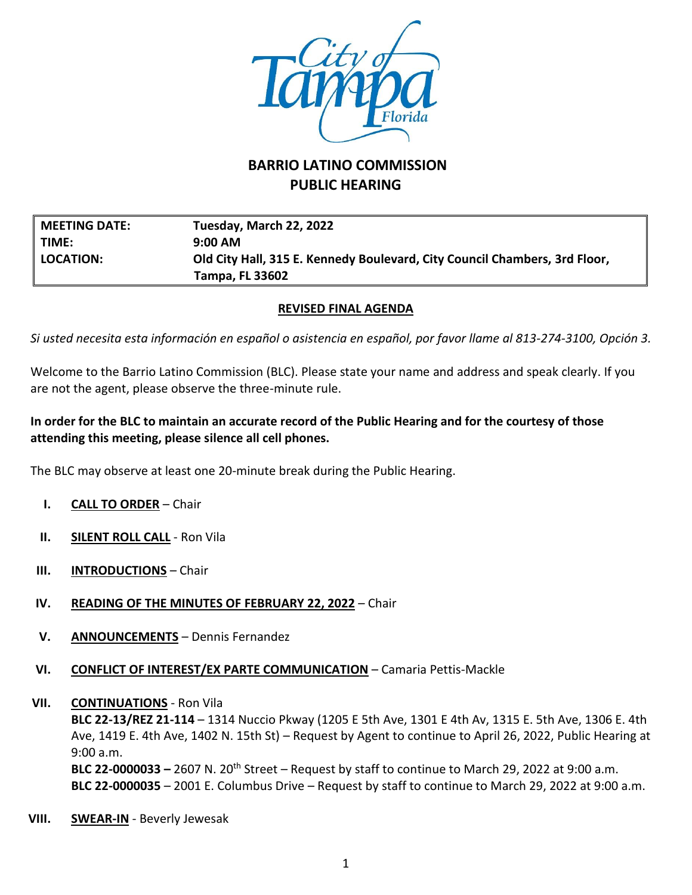# BARRIO LATINO COMMISSION
# PUBLIC HEARING

| | |
|---|---|
| **MEETING DATE:** | **Tuesday, March 22, 2022** |
| **TIME:** | **9:00 AM** |
| **LOCATION:** | **Old City Hall, 315 E. Kennedy Boulevard, City Council Chambers, 3rd Floor, Tampa, FL 33602** |

**REVISED FINAL AGENDA**

*Si usted necesita esta información en español o asistencia en español, por favor llame al 813-274-3100, Opción 3.*

Welcome to the Barrio Latino Commission (BLC). Please state your name and address and speak clearly. If you are not the agent, please observe the three-minute rule.

**In order for the BLC to maintain an accurate record of the Public Hearing and for the courtesy of those attending this meeting, please silence all cell phones.**

The BLC may observe at least one 20-minute break during the Public Hearing.

I. **CALL TO ORDER** – Chair

II. **SILENT ROLL CALL** - Ron Vila

III. **INTRODUCTIONS** – Chair

IV. **READING OF THE MINUTES OF FEBRUARY 22, 2022** – Chair

V. **ANNOUNCEMENTS** – Dennis Fernandez

VI. **CONFLICT OF INTEREST/EX PARTE COMMUNICATION** – Camaria Pettis-Mackle

VII. **CONTINUATIONS** - Ron Vila
**BLC 22-13/REZ 21-114** – 1314 Nuccio Pkway (1205 E 5th Ave, 1301 E 4th Av, 1315 E. 5th Ave, 1306 E. 4th Ave, 1419 E. 4th Ave, 1402 N. 15th St) – Request by Agent to continue to April 26, 2022, Public Hearing at 9:00 a.m.
**BLC 22-0000033 –** 2607 N. 20th Street – Request by staff to continue to March 29, 2022 at 9:00 a.m.
**BLC 22-0000035** – 2001 E. Columbus Drive – Request by staff to continue to March 29, 2022 at 9:00 a.m.

VIII. **SWEAR-IN** - Beverly Jewesak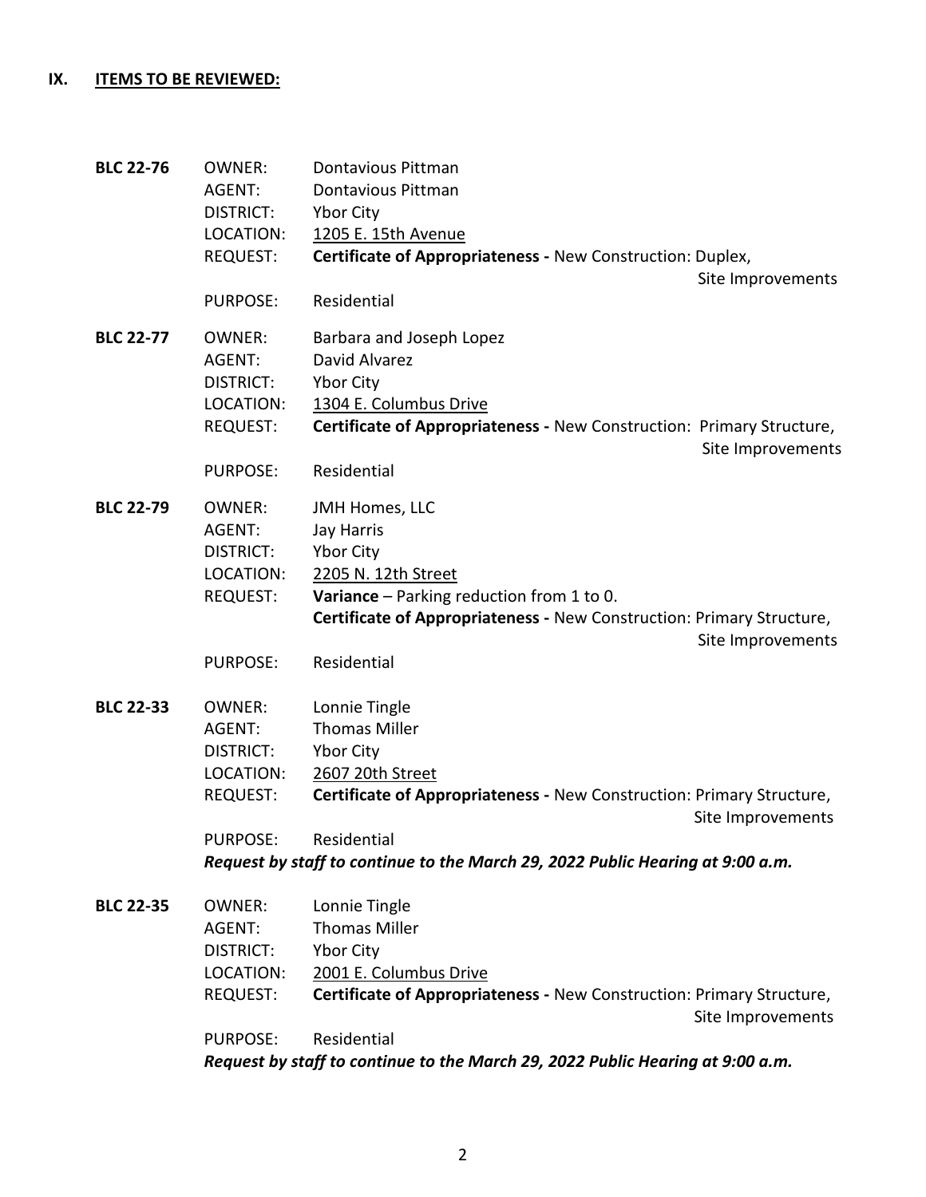## IX. ITEMS TO BE REVIEWED:

**BLC 22-76**
OWNER: Dontavious Pittman
AGENT: Dontavious Pittman
DISTRICT: Ybor City
LOCATION: 1205 E. 15th Avenue
REQUEST: **Certificate of Appropriateness -** New Construction: Duplex, Site Improvements
PURPOSE: Residential

**BLC 22-77**
OWNER: Barbara and Joseph Lopez
AGENT: David Alvarez
DISTRICT: Ybor City
LOCATION: 1304 E. Columbus Drive
REQUEST: **Certificate of Appropriateness -** New Construction: Primary Structure, Site Improvements
PURPOSE: Residential

**BLC 22-79**
OWNER: JMH Homes, LLC
AGENT: Jay Harris
DISTRICT: Ybor City
LOCATION: 2205 N. 12th Street
REQUEST: **Variance** – Parking reduction from 1 to 0.
**Certificate of Appropriateness -** New Construction: Primary Structure, Site Improvements
PURPOSE: Residential

**BLC 22-33**
OWNER: Lonnie Tingle
AGENT: Thomas Miller
DISTRICT: Ybor City
LOCATION: 2607 20th Street
REQUEST: **Certificate of Appropriateness -** New Construction: Primary Structure, Site Improvements
PURPOSE: Residential

***Request by staff to continue to the March 29, 2022 Public Hearing at 9:00 a.m.***

**BLC 22-35**
OWNER: Lonnie Tingle
AGENT: Thomas Miller
DISTRICT: Ybor City
LOCATION: 2001 E. Columbus Drive
REQUEST: **Certificate of Appropriateness -** New Construction: Primary Structure, Site Improvements
PURPOSE: Residential

***Request by staff to continue to the March 29, 2022 Public Hearing at 9:00 a.m.***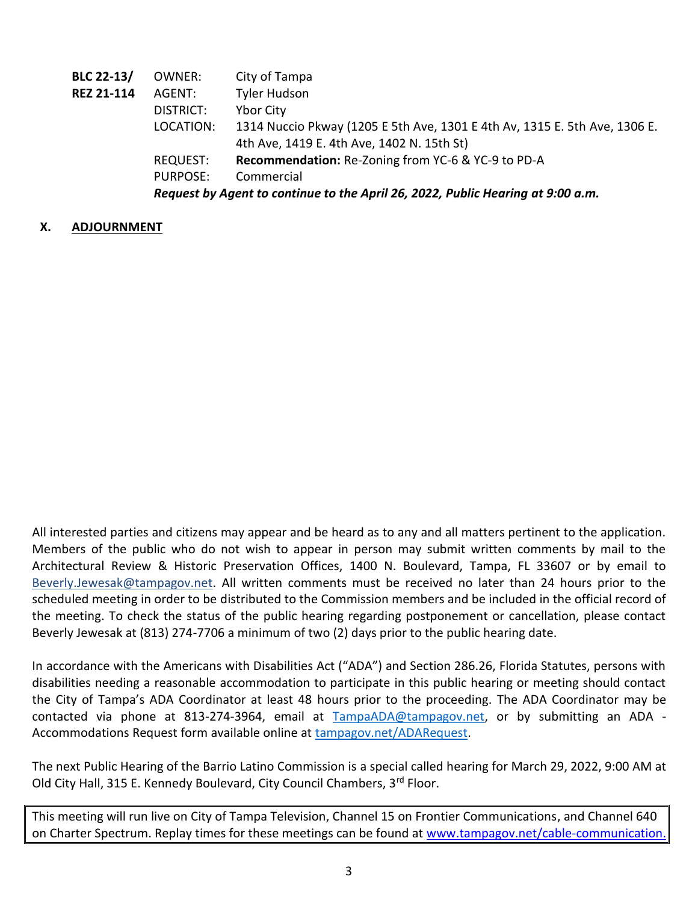**BLC 22-13/ REZ 21-114**

OWNER: City of Tampa
AGENT: Tyler Hudson
DISTRICT: Ybor City
LOCATION: 1314 Nuccio Pkway (1205 E 5th Ave, 1301 E 4th Av, 1315 E. 5th Ave, 1306 E. 4th Ave, 1419 E. 4th Ave, 1402 N. 15th St)
REQUEST: **Recommendation:** Re-Zoning from YC-6 & YC-9 to PD-A
PURPOSE: Commercial

***Request by Agent to continue to the April 26, 2022, Public Hearing at 9:00 a.m.***

## X. ADJOURNMENT

All interested parties and citizens may appear and be heard as to any and all matters pertinent to the application. Members of the public who do not wish to appear in person may submit written comments by mail to the Architectural Review & Historic Preservation Offices, 1400 N. Boulevard, Tampa, FL 33607 or by email to Beverly.Jewesak@tampagov.net. All written comments must be received no later than 24 hours prior to the scheduled meeting in order to be distributed to the Commission members and be included in the official record of the meeting. To check the status of the public hearing regarding postponement or cancellation, please contact Beverly Jewesak at (813) 274-7706 a minimum of two (2) days prior to the public hearing date.

In accordance with the Americans with Disabilities Act ("ADA") and Section 286.26, Florida Statutes, persons with disabilities needing a reasonable accommodation to participate in this public hearing or meeting should contact the City of Tampa's ADA Coordinator at least 48 hours prior to the proceeding. The ADA Coordinator may be contacted via phone at 813-274-3964, email at TampaADA@tampagov.net, or by submitting an ADA - Accommodations Request form available online at tampagov.net/ADARequest.

The next Public Hearing of the Barrio Latino Commission is a special called hearing for March 29, 2022, 9:00 AM at Old City Hall, 315 E. Kennedy Boulevard, City Council Chambers, 3rd Floor.

This meeting will run live on City of Tampa Television, Channel 15 on Frontier Communications, and Channel 640 on Charter Spectrum. Replay times for these meetings can be found at www.tampagov.net/cable-communication.